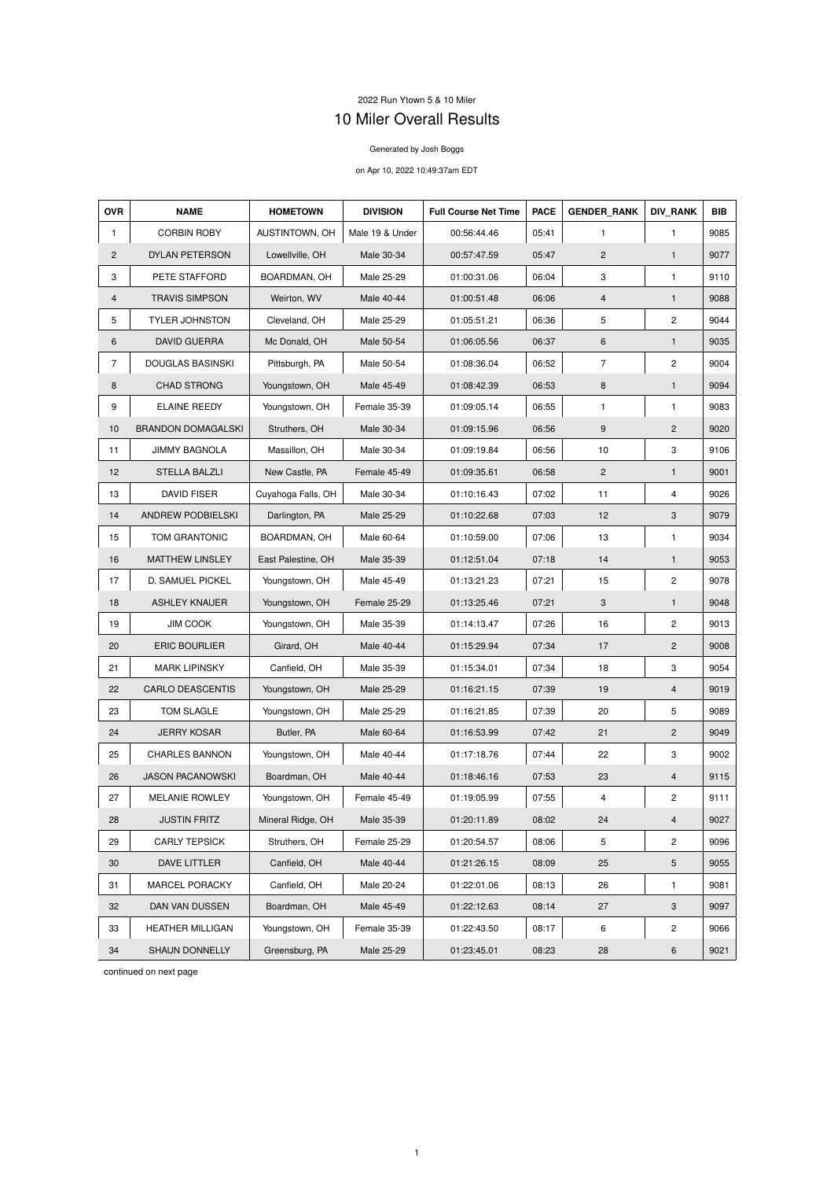2022 Run Ytown 5 & 10 Miler

# 10 Miler Overall Results

Generated by Josh Boggs

on Apr 10, 2022 10:49:37am EDT

| OVR | NAME | HOMETOWN | DIVISION | Full Course Net Time | PACE | GENDER_RANK | DIV_RANK | BIB |
|---|---|---|---|---|---|---|---|---|
| 1 | CORBIN ROBY | AUSTINTOWN, OH | Male 19 & Under | 00:56:44.46 | 05:41 | 1 | 1 | 9085 |
| 2 | DYLAN PETERSON | Lowellville, OH | Male 30-34 | 00:57:47.59 | 05:47 | 2 | 1 | 9077 |
| 3 | PETE STAFFORD | BOARDMAN, OH | Male 25-29 | 01:00:31.06 | 06:04 | 3 | 1 | 9110 |
| 4 | TRAVIS SIMPSON | Weirton, WV | Male 40-44 | 01:00:51.48 | 06:06 | 4 | 1 | 9088 |
| 5 | TYLER JOHNSTON | Cleveland, OH | Male 25-29 | 01:05:51.21 | 06:36 | 5 | 2 | 9044 |
| 6 | DAVID GUERRA | Mc Donald, OH | Male 50-54 | 01:06:05.56 | 06:37 | 6 | 1 | 9035 |
| 7 | DOUGLAS BASINSKI | Pittsburgh, PA | Male 50-54 | 01:08:36.04 | 06:52 | 7 | 2 | 9004 |
| 8 | CHAD STRONG | Youngstown, OH | Male 45-49 | 01:08:42.39 | 06:53 | 8 | 1 | 9094 |
| 9 | ELAINE REEDY | Youngstown, OH | Female 35-39 | 01:09:05.14 | 06:55 | 1 | 1 | 9083 |
| 10 | BRANDON DOMAGALSKI | Struthers, OH | Male 30-34 | 01:09:15.96 | 06:56 | 9 | 2 | 9020 |
| 11 | JIMMY BAGNOLA | Massillon, OH | Male 30-34 | 01:09:19.84 | 06:56 | 10 | 3 | 9106 |
| 12 | STELLA BALZLI | New Castle, PA | Female 45-49 | 01:09:35.61 | 06:58 | 2 | 1 | 9001 |
| 13 | DAVID FISER | Cuyahoga Falls, OH | Male 30-34 | 01:10:16.43 | 07:02 | 11 | 4 | 9026 |
| 14 | ANDREW PODBIELSKI | Darlington, PA | Male 25-29 | 01:10:22.68 | 07:03 | 12 | 3 | 9079 |
| 15 | TOM GRANTONIC | BOARDMAN, OH | Male 60-64 | 01:10:59.00 | 07:06 | 13 | 1 | 9034 |
| 16 | MATTHEW LINSLEY | East Palestine, OH | Male 35-39 | 01:12:51.04 | 07:18 | 14 | 1 | 9053 |
| 17 | D. SAMUEL PICKEL | Youngstown, OH | Male 45-49 | 01:13:21.23 | 07:21 | 15 | 2 | 9078 |
| 18 | ASHLEY KNAUER | Youngstown, OH | Female 25-29 | 01:13:25.46 | 07:21 | 3 | 1 | 9048 |
| 19 | JIM COOK | Youngstown, OH | Male 35-39 | 01:14:13.47 | 07:26 | 16 | 2 | 9013 |
| 20 | ERIC BOURLIER | Girard, OH | Male 40-44 | 01:15:29.94 | 07:34 | 17 | 2 | 9008 |
| 21 | MARK LIPINSKY | Canfield, OH | Male 35-39 | 01:15:34.01 | 07:34 | 18 | 3 | 9054 |
| 22 | CARLO DEASCENTIS | Youngstown, OH | Male 25-29 | 01:16:21.15 | 07:39 | 19 | 4 | 9019 |
| 23 | TOM SLAGLE | Youngstown, OH | Male 25-29 | 01:16:21.85 | 07:39 | 20 | 5 | 9089 |
| 24 | JERRY KOSAR | Butler, PA | Male 60-64 | 01:16:53.99 | 07:42 | 21 | 2 | 9049 |
| 25 | CHARLES BANNON | Youngstown, OH | Male 40-44 | 01:17:18.76 | 07:44 | 22 | 3 | 9002 |
| 26 | JASON PACANOWSKI | Boardman, OH | Male 40-44 | 01:18:46.16 | 07:53 | 23 | 4 | 9115 |
| 27 | MELANIE ROWLEY | Youngstown, OH | Female 45-49 | 01:19:05.99 | 07:55 | 4 | 2 | 9111 |
| 28 | JUSTIN FRITZ | Mineral Ridge, OH | Male 35-39 | 01:20:11.89 | 08:02 | 24 | 4 | 9027 |
| 29 | CARLY TEPSICK | Struthers, OH | Female 25-29 | 01:20:54.57 | 08:06 | 5 | 2 | 9096 |
| 30 | DAVE LITTLER | Canfield, OH | Male 40-44 | 01:21:26.15 | 08:09 | 25 | 5 | 9055 |
| 31 | MARCEL PORACKY | Canfield, OH | Male 20-24 | 01:22:01.06 | 08:13 | 26 | 1 | 9081 |
| 32 | DAN VAN DUSSEN | Boardman, OH | Male 45-49 | 01:22:12.63 | 08:14 | 27 | 3 | 9097 |
| 33 | HEATHER MILLIGAN | Youngstown, OH | Female 35-39 | 01:22:43.50 | 08:17 | 6 | 2 | 9066 |
| 34 | SHAUN DONNELLY | Greensburg, PA | Male 25-29 | 01:23:45.01 | 08:23 | 28 | 6 | 9021 |

continued on next page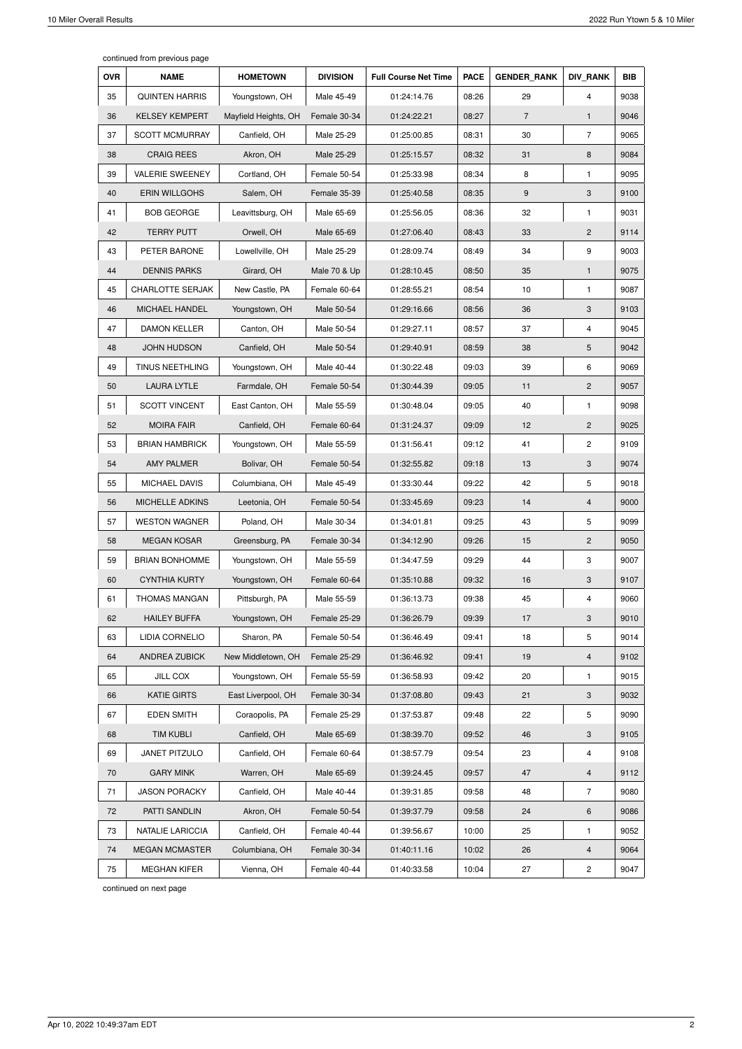continued from previous page

| OVR | NAME | HOMETOWN | DIVISION | Full Course Net Time | PACE | GENDER_RANK | DIV_RANK | BIB |
|---|---|---|---|---|---|---|---|---|
| 35 | QUINTEN HARRIS | Youngstown, OH | Male 45-49 | 01:24:14.76 | 08:26 | 29 | 4 | 9038 |
| 36 | KELSEY KEMPERT | Mayfield Heights, OH | Female 30-34 | 01:24:22.21 | 08:27 | 7 | 1 | 9046 |
| 37 | SCOTT MCMURRAY | Canfield, OH | Male 25-29 | 01:25:00.85 | 08:31 | 30 | 7 | 9065 |
| 38 | CRAIG REES | Akron, OH | Male 25-29 | 01:25:15.57 | 08:32 | 31 | 8 | 9084 |
| 39 | VALERIE SWEENEY | Cortland, OH | Female 50-54 | 01:25:33.98 | 08:34 | 8 | 1 | 9095 |
| 40 | ERIN WILLGOHS | Salem, OH | Female 35-39 | 01:25:40.58 | 08:35 | 9 | 3 | 9100 |
| 41 | BOB GEORGE | Leavittsburg, OH | Male 65-69 | 01:25:56.05 | 08:36 | 32 | 1 | 9031 |
| 42 | TERRY PUTT | Orwell, OH | Male 65-69 | 01:27:06.40 | 08:43 | 33 | 2 | 9114 |
| 43 | PETER BARONE | Lowellville, OH | Male 25-29 | 01:28:09.74 | 08:49 | 34 | 9 | 9003 |
| 44 | DENNIS PARKS | Girard, OH | Male 70 & Up | 01:28:10.45 | 08:50 | 35 | 1 | 9075 |
| 45 | CHARLOTTE SERJAK | New Castle, PA | Female 60-64 | 01:28:55.21 | 08:54 | 10 | 1 | 9087 |
| 46 | MICHAEL HANDEL | Youngstown, OH | Male 50-54 | 01:29:16.66 | 08:56 | 36 | 3 | 9103 |
| 47 | DAMON KELLER | Canton, OH | Male 50-54 | 01:29:27.11 | 08:57 | 37 | 4 | 9045 |
| 48 | JOHN HUDSON | Canfield, OH | Male 50-54 | 01:29:40.91 | 08:59 | 38 | 5 | 9042 |
| 49 | TINUS NEETHLING | Youngstown, OH | Male 40-44 | 01:30:22.48 | 09:03 | 39 | 6 | 9069 |
| 50 | LAURA LYTLE | Farmdale, OH | Female 50-54 | 01:30:44.39 | 09:05 | 11 | 2 | 9057 |
| 51 | SCOTT VINCENT | East Canton, OH | Male 55-59 | 01:30:48.04 | 09:05 | 40 | 1 | 9098 |
| 52 | MOIRA FAIR | Canfield, OH | Female 60-64 | 01:31:24.37 | 09:09 | 12 | 2 | 9025 |
| 53 | BRIAN HAMBRICK | Youngstown, OH | Male 55-59 | 01:31:56.41 | 09:12 | 41 | 2 | 9109 |
| 54 | AMY PALMER | Bolivar, OH | Female 50-54 | 01:32:55.82 | 09:18 | 13 | 3 | 9074 |
| 55 | MICHAEL DAVIS | Columbiana, OH | Male 45-49 | 01:33:30.44 | 09:22 | 42 | 5 | 9018 |
| 56 | MICHELLE ADKINS | Leetonia, OH | Female 50-54 | 01:33:45.69 | 09:23 | 14 | 4 | 9000 |
| 57 | WESTON WAGNER | Poland, OH | Male 30-34 | 01:34:01.81 | 09:25 | 43 | 5 | 9099 |
| 58 | MEGAN KOSAR | Greensburg, PA | Female 30-34 | 01:34:12.90 | 09:26 | 15 | 2 | 9050 |
| 59 | BRIAN BONHOMME | Youngstown, OH | Male 55-59 | 01:34:47.59 | 09:29 | 44 | 3 | 9007 |
| 60 | CYNTHIA KURTY | Youngstown, OH | Female 60-64 | 01:35:10.88 | 09:32 | 16 | 3 | 9107 |
| 61 | THOMAS MANGAN | Pittsburgh, PA | Male 55-59 | 01:36:13.73 | 09:38 | 45 | 4 | 9060 |
| 62 | HAILEY BUFFA | Youngstown, OH | Female 25-29 | 01:36:26.79 | 09:39 | 17 | 3 | 9010 |
| 63 | LIDIA CORNELIO | Sharon, PA | Female 50-54 | 01:36:46.49 | 09:41 | 18 | 5 | 9014 |
| 64 | ANDREA ZUBICK | New Middletown, OH | Female 25-29 | 01:36:46.92 | 09:41 | 19 | 4 | 9102 |
| 65 | JILL COX | Youngstown, OH | Female 55-59 | 01:36:58.93 | 09:42 | 20 | 1 | 9015 |
| 66 | KATIE GIRTS | East Liverpool, OH | Female 30-34 | 01:37:08.80 | 09:43 | 21 | 3 | 9032 |
| 67 | EDEN SMITH | Coraopolis, PA | Female 25-29 | 01:37:53.87 | 09:48 | 22 | 5 | 9090 |
| 68 | TIM KUBLI | Canfield, OH | Male 65-69 | 01:38:39.70 | 09:52 | 46 | 3 | 9105 |
| 69 | JANET PITZULO | Canfield, OH | Female 60-64 | 01:38:57.79 | 09:54 | 23 | 4 | 9108 |
| 70 | GARY MINK | Warren, OH | Male 65-69 | 01:39:24.45 | 09:57 | 47 | 4 | 9112 |
| 71 | JASON PORACKY | Canfield, OH | Male 40-44 | 01:39:31.85 | 09:58 | 48 | 7 | 9080 |
| 72 | PATTI SANDLIN | Akron, OH | Female 50-54 | 01:39:37.79 | 09:58 | 24 | 6 | 9086 |
| 73 | NATALIE LARICCIA | Canfield, OH | Female 40-44 | 01:39:56.67 | 10:00 | 25 | 1 | 9052 |
| 74 | MEGAN MCMASTER | Columbiana, OH | Female 30-34 | 01:40:11.16 | 10:02 | 26 | 4 | 9064 |
| 75 | MEGHAN KIFER | Vienna, OH | Female 40-44 | 01:40:33.58 | 10:04 | 27 | 2 | 9047 |

continued on next page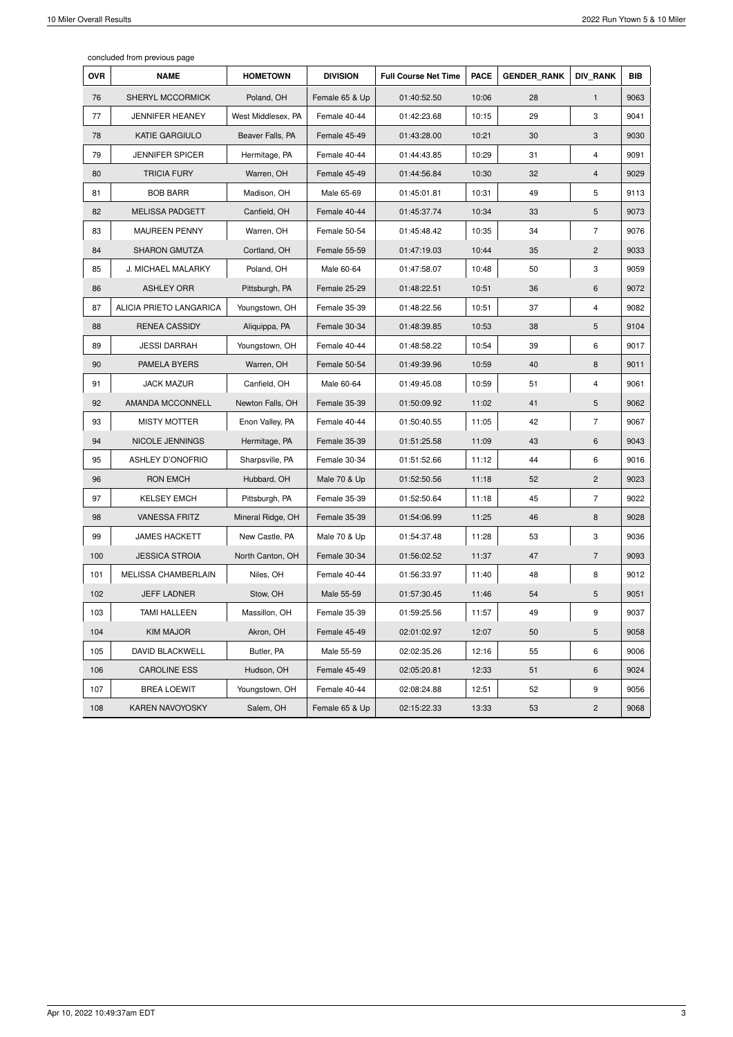concluded from previous page

| OVR | NAME | HOMETOWN | DIVISION | Full Course Net Time | PACE | GENDER_RANK | DIV_RANK | BIB |
|---|---|---|---|---|---|---|---|---|
| 76 | SHERYL MCCORMICK | Poland, OH | Female 65 & Up | 01:40:52.50 | 10:06 | 28 | 1 | 9063 |
| 77 | JENNIFER HEANEY | West Middlesex, PA | Female 40-44 | 01:42:23.68 | 10:15 | 29 | 3 | 9041 |
| 78 | KATIE GARGIULO | Beaver Falls, PA | Female 45-49 | 01:43:28.00 | 10:21 | 30 | 3 | 9030 |
| 79 | JENNIFER SPICER | Hermitage, PA | Female 40-44 | 01:44:43.85 | 10:29 | 31 | 4 | 9091 |
| 80 | TRICIA FURY | Warren, OH | Female 45-49 | 01:44:56.84 | 10:30 | 32 | 4 | 9029 |
| 81 | BOB BARR | Madison, OH | Male 65-69 | 01:45:01.81 | 10:31 | 49 | 5 | 9113 |
| 82 | MELISSA PADGETT | Canfield, OH | Female 40-44 | 01:45:37.74 | 10:34 | 33 | 5 | 9073 |
| 83 | MAUREEN PENNY | Warren, OH | Female 50-54 | 01:45:48.42 | 10:35 | 34 | 7 | 9076 |
| 84 | SHARON GMUTZA | Cortland, OH | Female 55-59 | 01:47:19.03 | 10:44 | 35 | 2 | 9033 |
| 85 | J. MICHAEL MALARKY | Poland, OH | Male 60-64 | 01:47:58.07 | 10:48 | 50 | 3 | 9059 |
| 86 | ASHLEY ORR | Pittsburgh, PA | Female 25-29 | 01:48:22.51 | 10:51 | 36 | 6 | 9072 |
| 87 | ALICIA PRIETO LANGARICA | Youngstown, OH | Female 35-39 | 01:48:22.56 | 10:51 | 37 | 4 | 9082 |
| 88 | RENEA CASSIDY | Aliquippa, PA | Female 30-34 | 01:48:39.85 | 10:53 | 38 | 5 | 9104 |
| 89 | JESSI DARRAH | Youngstown, OH | Female 40-44 | 01:48:58.22 | 10:54 | 39 | 6 | 9017 |
| 90 | PAMELA BYERS | Warren, OH | Female 50-54 | 01:49:39.96 | 10:59 | 40 | 8 | 9011 |
| 91 | JACK MAZUR | Canfield, OH | Male 60-64 | 01:49:45.08 | 10:59 | 51 | 4 | 9061 |
| 92 | AMANDA MCCONNELL | Newton Falls, OH | Female 35-39 | 01:50:09.92 | 11:02 | 41 | 5 | 9062 |
| 93 | MISTY MOTTER | Enon Valley, PA | Female 40-44 | 01:50:40.55 | 11:05 | 42 | 7 | 9067 |
| 94 | NICOLE JENNINGS | Hermitage, PA | Female 35-39 | 01:51:25.58 | 11:09 | 43 | 6 | 9043 |
| 95 | ASHLEY D'ONOFRIO | Sharpsville, PA | Female 30-34 | 01:51:52.66 | 11:12 | 44 | 6 | 9016 |
| 96 | RON EMCH | Hubbard, OH | Male 70 & Up | 01:52:50.56 | 11:18 | 52 | 2 | 9023 |
| 97 | KELSEY EMCH | Pittsburgh, PA | Female 35-39 | 01:52:50.64 | 11:18 | 45 | 7 | 9022 |
| 98 | VANESSA FRITZ | Mineral Ridge, OH | Female 35-39 | 01:54:06.99 | 11:25 | 46 | 8 | 9028 |
| 99 | JAMES HACKETT | New Castle, PA | Male 70 & Up | 01:54:37.48 | 11:28 | 53 | 3 | 9036 |
| 100 | JESSICA STROIA | North Canton, OH | Female 30-34 | 01:56:02.52 | 11:37 | 47 | 7 | 9093 |
| 101 | MELISSA CHAMBERLAIN | Niles, OH | Female 40-44 | 01:56:33.97 | 11:40 | 48 | 8 | 9012 |
| 102 | JEFF LADNER | Stow, OH | Male 55-59 | 01:57:30.45 | 11:46 | 54 | 5 | 9051 |
| 103 | TAMI HALLEEN | Massillon, OH | Female 35-39 | 01:59:25.56 | 11:57 | 49 | 9 | 9037 |
| 104 | KIM MAJOR | Akron, OH | Female 45-49 | 02:01:02.97 | 12:07 | 50 | 5 | 9058 |
| 105 | DAVID BLACKWELL | Butler, PA | Male 55-59 | 02:02:35.26 | 12:16 | 55 | 6 | 9006 |
| 106 | CAROLINE ESS | Hudson, OH | Female 45-49 | 02:05:20.81 | 12:33 | 51 | 6 | 9024 |
| 107 | BREA LOEWIT | Youngstown, OH | Female 40-44 | 02:08:24.88 | 12:51 | 52 | 9 | 9056 |
| 108 | KAREN NAVOYOSKY | Salem, OH | Female 65 & Up | 02:15:22.33 | 13:33 | 53 | 2 | 9068 |